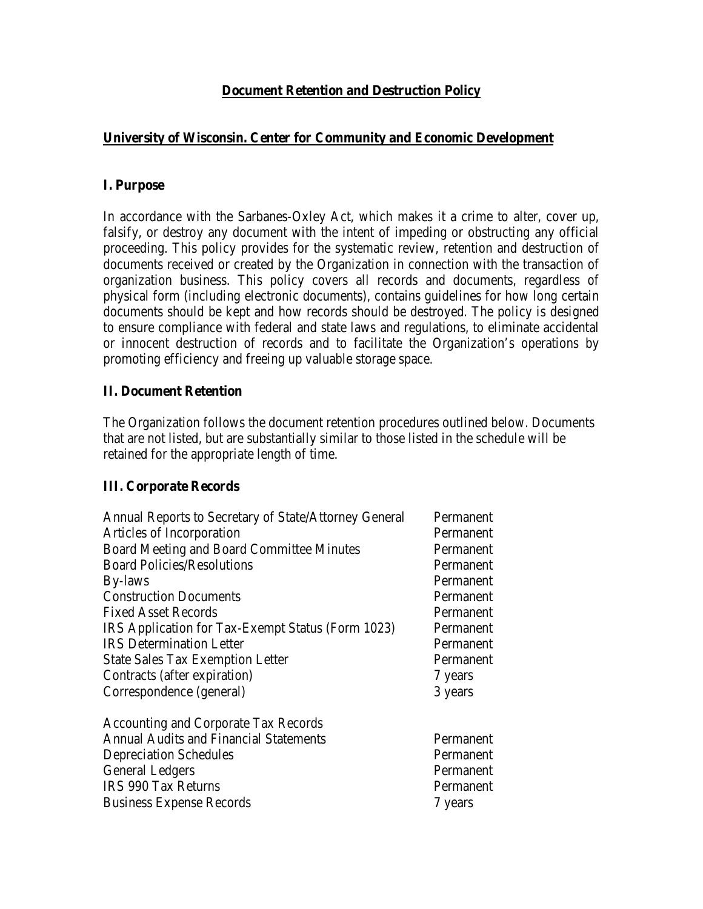# Document Retention and Destruction Policy

## University of Wisconsin. Center for Community and Economic Development

### I. Purpose

In accordance with the Sarbanes-Oxley Act, which makes it a crime to alter, cover up, falsify, or destroy any document with the intent of impeding or obstructing any official proceeding. This policy provides for the systematic review, retention and destruction of documents received or created by the Organization in connection with the transaction of organization business. This policy covers all records and documents, regardless of physical form (including electronic documents), contains guidelines for how long certain documents should be kept and how records should be destroyed. The policy is designed to ensure compliance with federal and state laws and regulations, to eliminate accidental or innocent destruction of records and to facilitate the Organization's operations by promoting efficiency and freeing up valuable storage space.

### II. Document Retention

The Organization follows the document retention procedures outlined below. Documents that are not listed, but are substantially similar to those listed in the schedule will be retained for the appropriate length of time.

### III. Corporate Records

| Record | Retention |
|---|---|
| Annual Reports to Secretary of State/Attorney General | Permanent |
| Articles of Incorporation | Permanent |
| Board Meeting and Board Committee Minutes | Permanent |
| Board Policies/Resolutions | Permanent |
| By-laws | Permanent |
| Construction Documents | Permanent |
| Fixed Asset Records | Permanent |
| IRS Application for Tax-Exempt Status (Form 1023) | Permanent |
| IRS Determination Letter | Permanent |
| State Sales Tax Exemption Letter | Permanent |
| Contracts (after expiration) | 7 years |
| Correspondence (general) | 3 years |

Accounting and Corporate Tax Records

| Record | Retention |
|---|---|
| Annual Audits and Financial Statements | Permanent |
| Depreciation Schedules | Permanent |
| General Ledgers | Permanent |
| IRS 990 Tax Returns | Permanent |
| Business Expense Records | 7 years |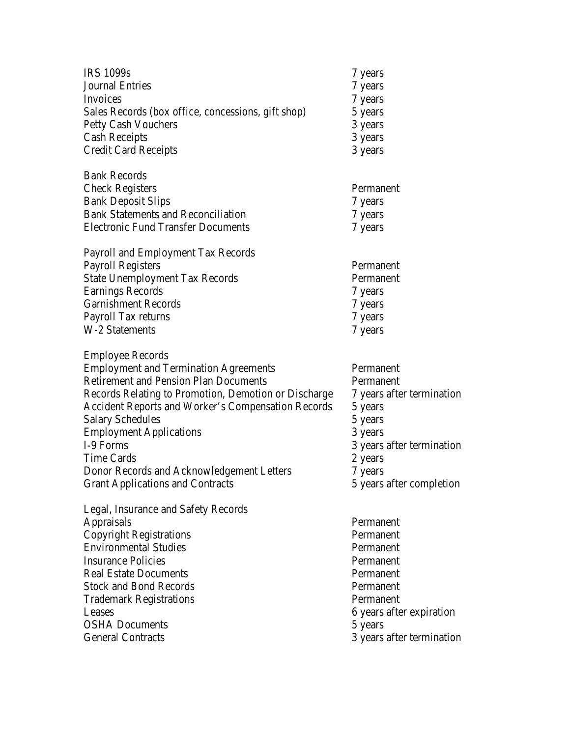| | |
|---|---|
| IRS 1099s | 7 years |
| Journal Entries | 7 years |
| Invoices | 7 years |
| Sales Records (box office, concessions, gift shop) | 5 years |
| Petty Cash Vouchers | 3 years |
| Cash Receipts | 3 years |
| Credit Card Receipts | 3 years |
| | |
| Bank Records | |
| Check Registers | Permanent |
| Bank Deposit Slips | 7 years |
| Bank Statements and Reconciliation | 7 years |
| Electronic Fund Transfer Documents | 7 years |
| | |
| Payroll and Employment Tax Records | |
| Payroll Registers | Permanent |
| State Unemployment Tax Records | Permanent |
| Earnings Records | 7 years |
| Garnishment Records | 7 years |
| Payroll Tax returns | 7 years |
| W-2 Statements | 7 years |
| | |
| Employee Records | |
| Employment and Termination Agreements | Permanent |
| Retirement and Pension Plan Documents | Permanent |
| Records Relating to Promotion, Demotion or Discharge | 7 years after termination |
| Accident Reports and Worker's Compensation Records | 5 years |
| Salary Schedules | 5 years |
| Employment Applications | 3 years |
| I-9 Forms | 3 years after termination |
| Time Cards | 2 years |
| Donor Records and Acknowledgement Letters | 7 years |
| Grant Applications and Contracts | 5 years after completion |
| | |
| Legal, Insurance and Safety Records | |
| Appraisals | Permanent |
| Copyright Registrations | Permanent |
| Environmental Studies | Permanent |
| Insurance Policies | Permanent |
| Real Estate Documents | Permanent |
| Stock and Bond Records | Permanent |
| Trademark Registrations | Permanent |
| Leases | 6 years after expiration |
| OSHA Documents | 5 years |
| General Contracts | 3 years after termination |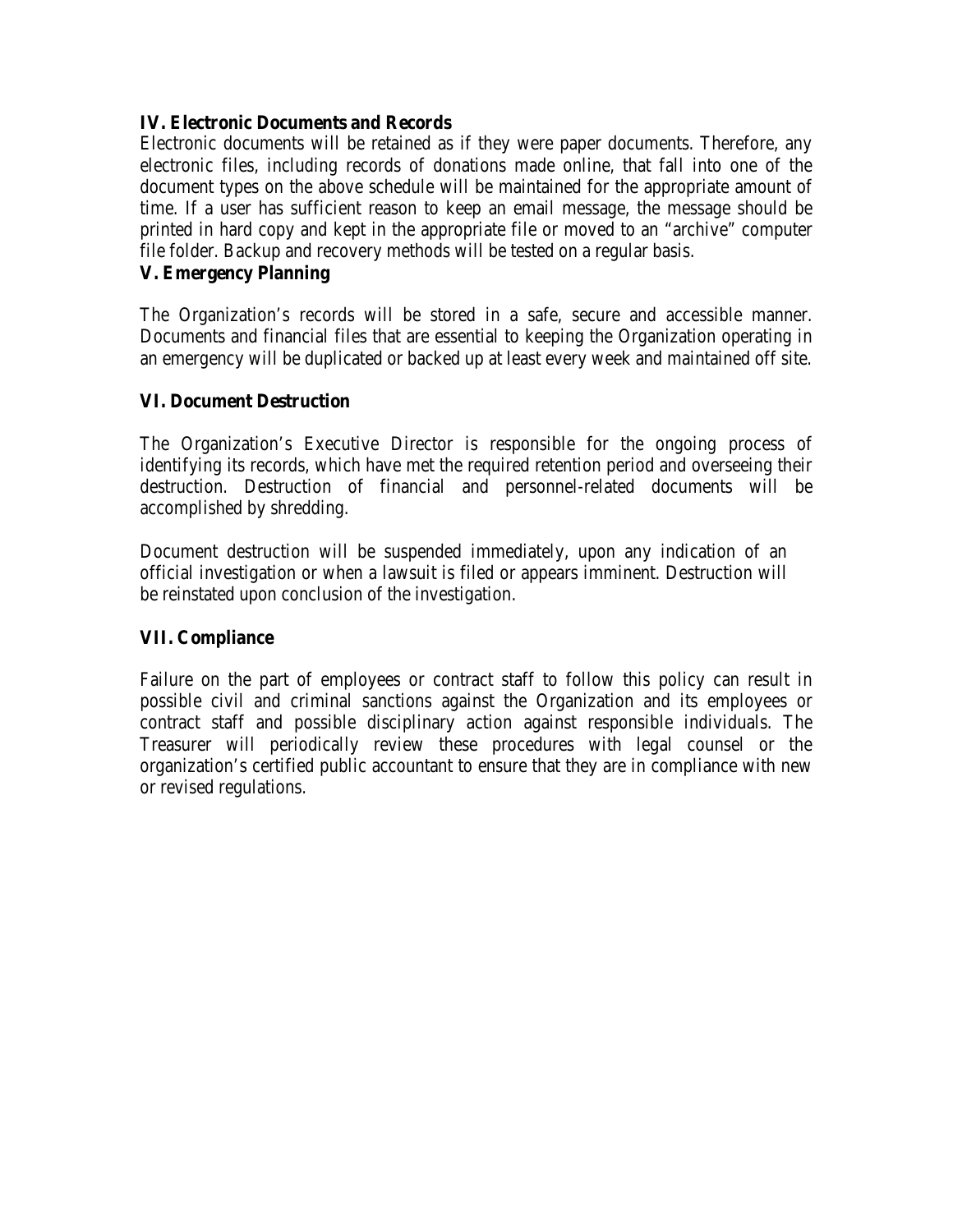### IV. Electronic Documents and Records

Electronic documents will be retained as if they were paper documents. Therefore, any electronic files, including records of donations made online, that fall into one of the document types on the above schedule will be maintained for the appropriate amount of time. If a user has sufficient reason to keep an email message, the message should be printed in hard copy and kept in the appropriate file or moved to an "archive" computer file folder. Backup and recovery methods will be tested on a regular basis.

### V. Emergency Planning

The Organization's records will be stored in a safe, secure and accessible manner. Documents and financial files that are essential to keeping the Organization operating in an emergency will be duplicated or backed up at least every week and maintained off site.

### VI. Document Destruction

The Organization's Executive Director is responsible for the ongoing process of identifying its records, which have met the required retention period and overseeing their destruction. Destruction of financial and personnel-related documents will be accomplished by shredding.

Document destruction will be suspended immediately, upon any indication of an official investigation or when a lawsuit is filed or appears imminent. Destruction will be reinstated upon conclusion of the investigation.

### VII. Compliance

Failure on the part of employees or contract staff to follow this policy can result in possible civil and criminal sanctions against the Organization and its employees or contract staff and possible disciplinary action against responsible individuals. The Treasurer will periodically review these procedures with legal counsel or the organization's certified public accountant to ensure that they are in compliance with new or revised regulations.